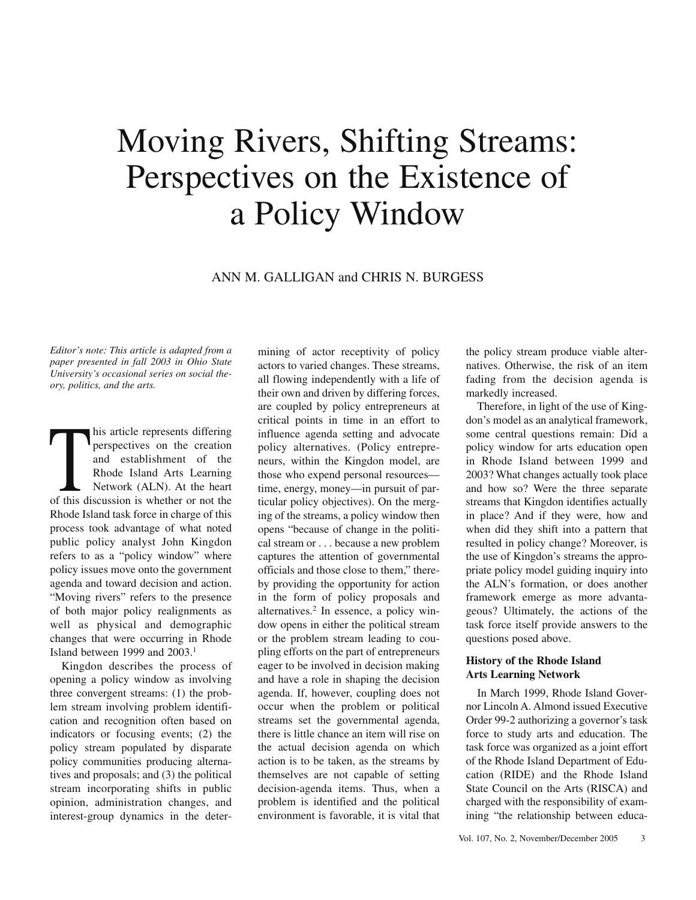# Moving Rivers, Shifting Streams: Perspectives on the Existence of a Policy Window

ANN M. GALLIGAN and CHRIS N. BURGESS

*Editor's note: This article is adapted from a paper presented in fall 2003 in Ohio State University's occasional series on social theory, politics, and the arts.*

This article represents differing perspectives on the creation and establishment of the Rhode Island Arts Learning Network (ALN). At the heart of this discussion is whether or not the Rhode Island task force in charge of this process took advantage of what noted public policy analyst John Kingdon refers to as a "policy window" where policy issues move onto the government agenda and toward decision and action. "Moving rivers" refers to the presence of both major policy realignments as well as physical and demographic changes that were occurring in Rhode Island between 1999 and 2003.[1]

Kingdon describes the process of opening a policy window as involving three convergent streams: (1) the problem stream involving problem identification and recognition often based on indicators or focusing events; (2) the policy stream populated by disparate policy communities producing alternatives and proposals; and (3) the political stream incorporating shifts in public opinion, administration changes, and interest-group dynamics in the determining of actor receptivity of policy actors to varied changes. These streams, all flowing independently with a life of their own and driven by differing forces, are coupled by policy entrepreneurs at critical points in time in an effort to influence agenda setting and advocate policy alternatives. (Policy entrepreneurs, within the Kingdon model, are those who expend personal resources—time, energy, money—in pursuit of particular policy objectives). On the merging of the streams, a policy window then opens "because of change in the political stream or . . . because a new problem captures the attention of governmental officials and those close to them," thereby providing the opportunity for action in the form of policy proposals and alternatives.[2] In essence, a policy window opens in either the political stream or the problem stream leading to coupling efforts on the part of entrepreneurs eager to be involved in decision making and have a role in shaping the decision agenda. If, however, coupling does not occur when the problem or political streams set the governmental agenda, there is little chance an item will rise on the actual decision agenda on which action is to be taken, as the streams by themselves are not capable of setting decision-agenda items. Thus, when a problem is identified and the political environment is favorable, it is vital that the policy stream produce viable alternatives. Otherwise, the risk of an item fading from the decision agenda is markedly increased.

Therefore, in light of the use of Kingdon's model as an analytical framework, some central questions remain: Did a policy window for arts education open in Rhode Island between 1999 and 2003? What changes actually took place and how so? Were the three separate streams that Kingdon identifies actually in place? And if they were, how and when did they shift into a pattern that resulted in policy change? Moreover, is the use of Kingdon's streams the appropriate policy model guiding inquiry into the ALN's formation, or does another framework emerge as more advantageous? Ultimately, the actions of the task force itself provide answers to the questions posed above.

### History of the Rhode Island Arts Learning Network

In March 1999, Rhode Island Governor Lincoln A. Almond issued Executive Order 99-2 authorizing a governor's task force to study arts and education. The task force was organized as a joint effort of the Rhode Island Department of Education (RIDE) and the Rhode Island State Council on the Arts (RISCA) and charged with the responsibility of examining "the relationship between educa-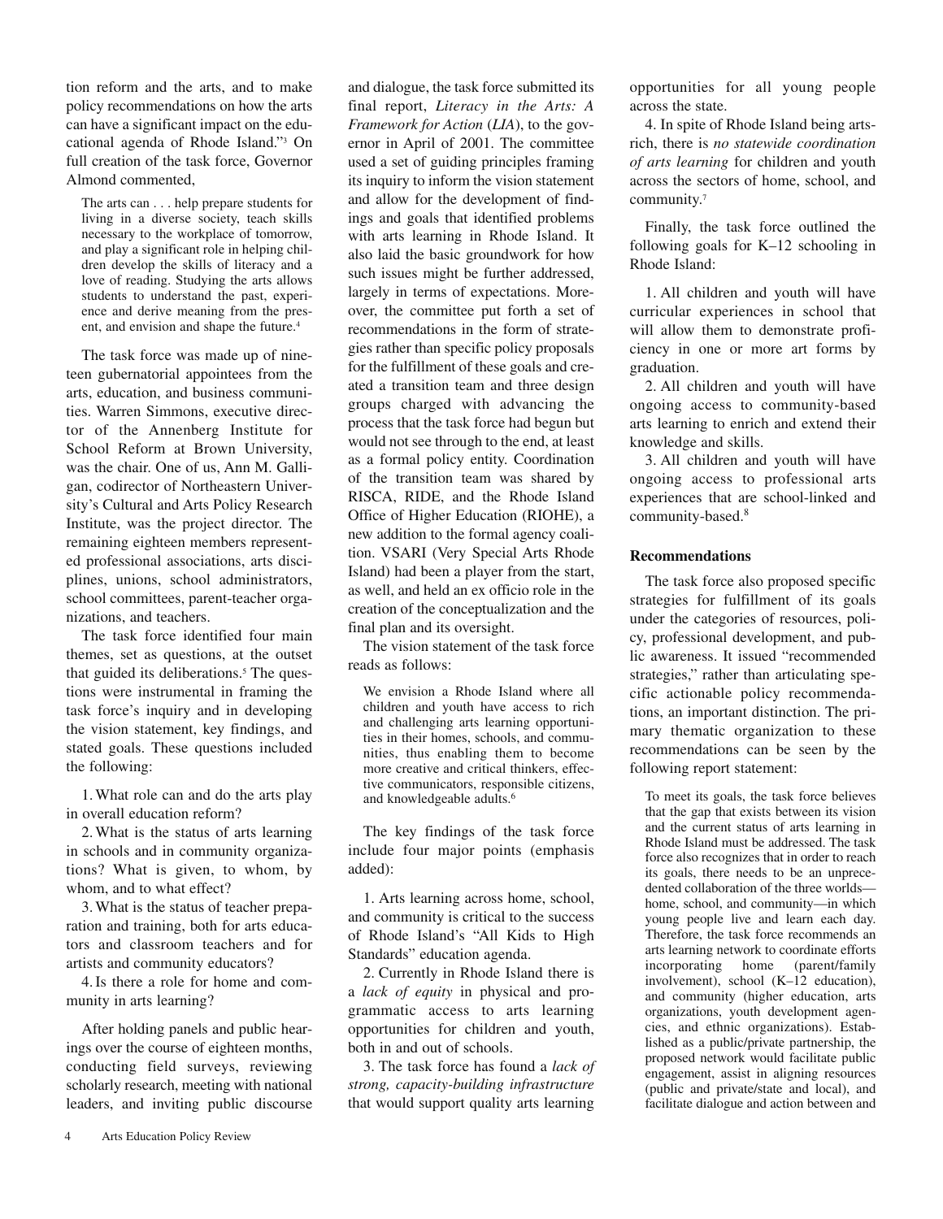tion reform and the arts, and to make policy recommendations on how the arts can have a significant impact on the educational agenda of Rhode Island."[3] On full creation of the task force, Governor Almond commented,

> The arts can . . . help prepare students for living in a diverse society, teach skills necessary to the workplace of tomorrow, and play a significant role in helping children develop the skills of literacy and a love of reading. Studying the arts allows students to understand the past, experience and derive meaning from the present, and envision and shape the future.[4]

The task force was made up of nineteen gubernatorial appointees from the arts, education, and business communities. Warren Simmons, executive director of the Annenberg Institute for School Reform at Brown University, was the chair. One of us, Ann M. Galligan, codirector of Northeastern University's Cultural and Arts Policy Research Institute, was the project director. The remaining eighteen members represented professional associations, arts disciplines, unions, school administrators, school committees, parent-teacher organizations, and teachers.

The task force identified four main themes, set as questions, at the outset that guided its deliberations.[5] The questions were instrumental in framing the task force's inquiry and in developing the vision statement, key findings, and stated goals. These questions included the following:

1. What role can and do the arts play in overall education reform?
2. What is the status of arts learning in schools and in community organizations? What is given, to whom, by whom, and to what effect?
3. What is the status of teacher preparation and training, both for arts educators and classroom teachers and for artists and community educators?
4. Is there a role for home and community in arts learning?

After holding panels and public hearings over the course of eighteen months, conducting field surveys, reviewing scholarly research, meeting with national leaders, and inviting public discourse and dialogue, the task force submitted its final report, *Literacy in the Arts: A Framework for Action* (*LIA*), to the governor in April of 2001. The committee used a set of guiding principles framing its inquiry to inform the vision statement and allow for the development of findings and goals that identified problems with arts learning in Rhode Island. It also laid the basic groundwork for how such issues might be further addressed, largely in terms of expectations. Moreover, the committee put forth a set of recommendations in the form of strategies rather than specific policy proposals for the fulfillment of these goals and created a transition team and three design groups charged with advancing the process that the task force had begun but would not see through to the end, at least as a formal policy entity. Coordination of the transition team was shared by RISCA, RIDE, and the Rhode Island Office of Higher Education (RIOHE), a new addition to the formal agency coalition. VSARI (Very Special Arts Rhode Island) had been a player from the start, as well, and held an ex officio role in the creation of the conceptualization and the final plan and its oversight.

The vision statement of the task force reads as follows:

> We envision a Rhode Island where all children and youth have access to rich and challenging arts learning opportunities in their homes, schools, and communities, thus enabling them to become more creative and critical thinkers, effective communicators, responsible citizens, and knowledgeable adults.[6]

The key findings of the task force include four major points (emphasis added):

1. Arts learning across home, school, and community is critical to the success of Rhode Island's "All Kids to High Standards" education agenda.
2. Currently in Rhode Island there is a *lack of equity* in physical and programmatic access to arts learning opportunities for children and youth, both in and out of schools.
3. The task force has found a *lack of strong, capacity-building infrastructure* that would support quality arts learning opportunities for all young people across the state.
4. In spite of Rhode Island being arts-rich, there is *no statewide coordination of arts learning* for children and youth across the sectors of home, school, and community.[7]

Finally, the task force outlined the following goals for K–12 schooling in Rhode Island:

1. All children and youth will have curricular experiences in school that will allow them to demonstrate proficiency in one or more art forms by graduation.
2. All children and youth will have ongoing access to community-based arts learning to enrich and extend their knowledge and skills.
3. All children and youth will have ongoing access to professional arts experiences that are school-linked and community-based.[8]

### Recommendations

The task force also proposed specific strategies for fulfillment of its goals under the categories of resources, policy, professional development, and public awareness. It issued "recommended strategies," rather than articulating specific actionable policy recommendations, an important distinction. The primary thematic organization to these recommendations can be seen by the following report statement:

> To meet its goals, the task force believes that the gap that exists between its vision and the current status of arts learning in Rhode Island must be addressed. The task force also recognizes that in order to reach its goals, there needs to be an unprecedented collaboration of the three worlds—home, school, and community—in which young people live and learn each day. Therefore, the task force recommends an arts learning network to coordinate efforts incorporating home (parent/family involvement), school (K–12 education), and community (higher education, arts organizations, youth development agencies, and ethnic organizations). Established as a public/private partnership, the proposed network would facilitate public engagement, assist in aligning resources (public and private/state and local), and facilitate dialogue and action between and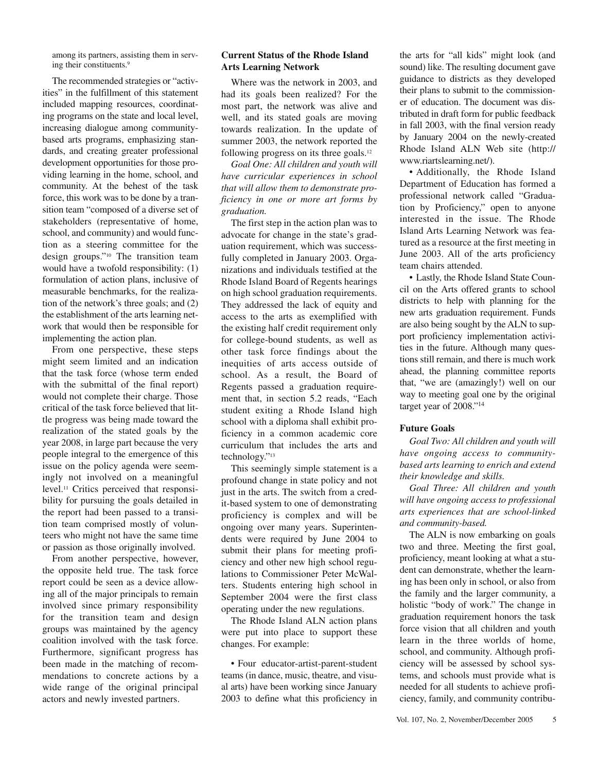among its partners, assisting them in serving their constituents.[9]

The recommended strategies or "activities" in the fulfillment of this statement included mapping resources, coordinating programs on the state and local level, increasing dialogue among community-based arts programs, emphasizing standards, and creating greater professional development opportunities for those providing learning in the home, school, and community. At the behest of the task force, this work was to be done by a transition team "composed of a diverse set of stakeholders (representative of home, school, and community) and would function as a steering committee for the design groups."[10] The transition team would have a twofold responsibility: (1) formulation of action plans, inclusive of measurable benchmarks, for the realization of the network's three goals; and (2) the establishment of the arts learning network that would then be responsible for implementing the action plan.

From one perspective, these steps might seem limited and an indication that the task force (whose term ended with the submittal of the final report) would not complete their charge. Those critical of the task force believed that little progress was being made toward the realization of the stated goals by the year 2008, in large part because the very people integral to the emergence of this issue on the policy agenda were seemingly not involved on a meaningful level.[11] Critics perceived that responsibility for pursuing the goals detailed in the report had been passed to a transition team comprised mostly of volunteers who might not have the same time or passion as those originally involved.

From another perspective, however, the opposite held true. The task force report could be seen as a device allowing all of the major principals to remain involved since primary responsibility for the transition team and design groups was maintained by the agency coalition involved with the task force. Furthermore, significant progress has been made in the matching of recommendations to concrete actions by a wide range of the original principal actors and newly invested partners.

## Current Status of the Rhode Island Arts Learning Network

Where was the network in 2003, and had its goals been realized? For the most part, the network was alive and well, and its stated goals are moving towards realization. In the update of summer 2003, the network reported the following progress on its three goals.[12]

*Goal One: All children and youth will have curricular experiences in school that will allow them to demonstrate proficiency in one or more art forms by graduation.*

The first step in the action plan was to advocate for change in the state's graduation requirement, which was successfully completed in January 2003. Organizations and individuals testified at the Rhode Island Board of Regents hearings on high school graduation requirements. They addressed the lack of equity and access to the arts as exemplified with the existing half credit requirement only for college-bound students, as well as other task force findings about the inequities of arts access outside of school. As a result, the Board of Regents passed a graduation requirement that, in section 5.2 reads, "Each student exiting a Rhode Island high school with a diploma shall exhibit proficiency in a common academic core curriculum that includes the arts and technology."[13]

This seemingly simple statement is a profound change in state policy and not just in the arts. The switch from a credit-based system to one of demonstrating proficiency is complex and will be ongoing over many years. Superintendents were required by June 2004 to submit their plans for meeting proficiency and other new high school regulations to Commissioner Peter McWalters. Students entering high school in September 2004 were the first class operating under the new regulations.

The Rhode Island ALN action plans were put into place to support these changes. For example:

- Four educator-artist-parent-student teams (in dance, music, theatre, and visual arts) have been working since January 2003 to define what this proficiency in the arts for "all kids" might look (and sound) like. The resulting document gave guidance to districts as they developed their plans to submit to the commissioner of education. The document was distributed in draft form for public feedback in fall 2003, with the final version ready by January 2004 on the newly-created Rhode Island ALN Web site (http://www.riartslearning.net/).
- Additionally, the Rhode Island Department of Education has formed a professional network called "Graduation by Proficiency," open to anyone interested in the issue. The Rhode Island Arts Learning Network was featured as a resource at the first meeting in June 2003. All of the arts proficiency team chairs attended.
- Lastly, the Rhode Island State Council on the Arts offered grants to school districts to help with planning for the new arts graduation requirement. Funds are also being sought by the ALN to support proficiency implementation activities in the future. Although many questions still remain, and there is much work ahead, the planning committee reports that, "we are (amazingly!) well on our way to meeting goal one by the original target year of 2008."[14]

## Future Goals

*Goal Two: All children and youth will have ongoing access to community-based arts learning to enrich and extend their knowledge and skills.*

*Goal Three: All children and youth will have ongoing access to professional arts experiences that are school-linked and community-based.*

The ALN is now embarking on goals two and three. Meeting the first goal, proficiency, meant looking at what a student can demonstrate, whether the learning has been only in school, or also from the family and the larger community, a holistic "body of work." The change in graduation requirement honors the task force vision that all children and youth learn in the three worlds of home, school, and community. Although proficiency will be assessed by school systems, and schools must provide what is needed for all students to achieve proficiency, family, and community contribu-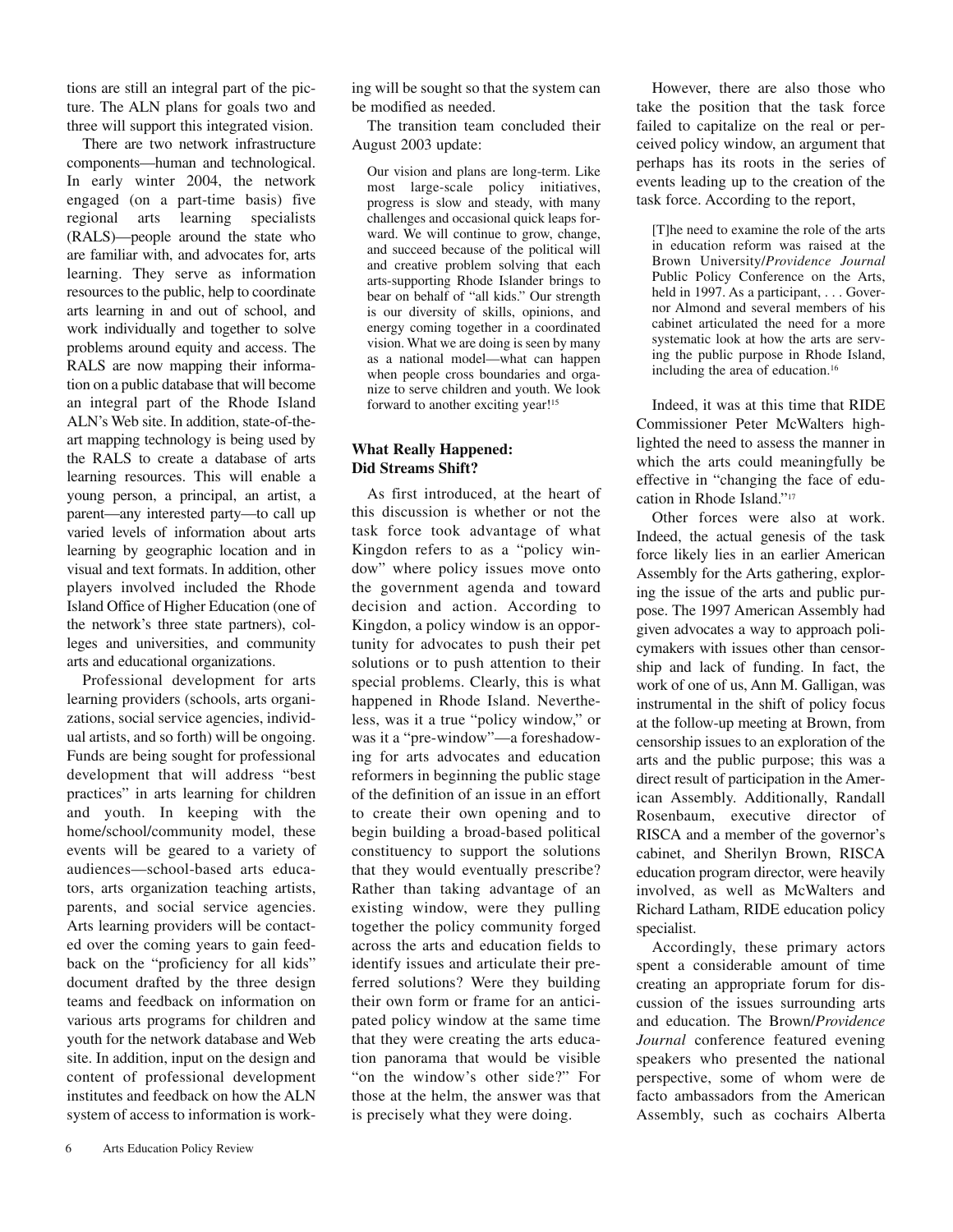tions are still an integral part of the picture. The ALN plans for goals two and three will support this integrated vision.

There are two network infrastructure components—human and technological. In early winter 2004, the network engaged (on a part-time basis) five regional arts learning specialists (RALS)—people around the state who are familiar with, and advocates for, arts learning. They serve as information resources to the public, help to coordinate arts learning in and out of school, and work individually and together to solve problems around equity and access. The RALS are now mapping their information on a public database that will become an integral part of the Rhode Island ALN's Web site. In addition, state-of-the-art mapping technology is being used by the RALS to create a database of arts learning resources. This will enable a young person, a principal, an artist, a parent—any interested party—to call up varied levels of information about arts learning by geographic location and in visual and text formats. In addition, other players involved included the Rhode Island Office of Higher Education (one of the network's three state partners), colleges and universities, and community arts and educational organizations.

Professional development for arts learning providers (schools, arts organizations, social service agencies, individual artists, and so forth) will be ongoing. Funds are being sought for professional development that will address "best practices" in arts learning for children and youth. In keeping with the home/school/community model, these events will be geared to a variety of audiences—school-based arts educators, arts organization teaching artists, parents, and social service agencies. Arts learning providers will be contacted over the coming years to gain feedback on the "proficiency for all kids" document drafted by the three design teams and feedback on information on various arts programs for children and youth for the network database and Web site. In addition, input on the design and content of professional development institutes and feedback on how the ALN system of access to information is working will be sought so that the system can be modified as needed.

The transition team concluded their August 2003 update:

> Our vision and plans are long-term. Like most large-scale policy initiatives, progress is slow and steady, with many challenges and occasional quick leaps forward. We will continue to grow, change, and succeed because of the political will and creative problem solving that each arts-supporting Rhode Islander brings to bear on behalf of "all kids." Our strength is our diversity of skills, opinions, and energy coming together in a coordinated vision. What we are doing is seen by many as a national model—what can happen when people cross boundaries and organize to serve children and youth. We look forward to another exciting year![15]

## What Really Happened: Did Streams Shift?

As first introduced, at the heart of this discussion is whether or not the task force took advantage of what Kingdon refers to as a "policy window" where policy issues move onto the government agenda and toward decision and action. According to Kingdon, a policy window is an opportunity for advocates to push their pet solutions or to push attention to their special problems. Clearly, this is what happened in Rhode Island. Nevertheless, was it a true "policy window," or was it a "pre-window"—a foreshadowing for arts advocates and education reformers in beginning the public stage of the definition of an issue in an effort to create their own opening and to begin building a broad-based political constituency to support the solutions that they would eventually prescribe? Rather than taking advantage of an existing window, were they pulling together the policy community forged across the arts and education fields to identify issues and articulate their preferred solutions? Were they building their own form or frame for an anticipated policy window at the same time that they were creating the arts education panorama that would be visible "on the window's other side?" For those at the helm, the answer was that is precisely what they were doing.

However, there are also those who take the position that the task force failed to capitalize on the real or perceived policy window, an argument that perhaps has its roots in the series of events leading up to the creation of the task force. According to the report,

> [T]he need to examine the role of the arts in education reform was raised at the Brown University/*Providence Journal* Public Policy Conference on the Arts, held in 1997. As a participant, . . . Governor Almond and several members of his cabinet articulated the need for a more systematic look at how the arts are serving the public purpose in Rhode Island, including the area of education.[16]

Indeed, it was at this time that RIDE Commissioner Peter McWalters highlighted the need to assess the manner in which the arts could meaningfully be effective in "changing the face of education in Rhode Island."[17]

Other forces were also at work. Indeed, the actual genesis of the task force likely lies in an earlier American Assembly for the Arts gathering, exploring the issue of the arts and public purpose. The 1997 American Assembly had given advocates a way to approach policymakers with issues other than censorship and lack of funding. In fact, the work of one of us, Ann M. Galligan, was instrumental in the shift of policy focus at the follow-up meeting at Brown, from censorship issues to an exploration of the arts and the public purpose; this was a direct result of participation in the American Assembly. Additionally, Randall Rosenbaum, executive director of RISCA and a member of the governor's cabinet, and Sherilyn Brown, RISCA education program director, were heavily involved, as well as McWalters and Richard Latham, RIDE education policy specialist.

Accordingly, these primary actors spent a considerable amount of time creating an appropriate forum for discussion of the issues surrounding arts and education. The Brown/*Providence Journal* conference featured evening speakers who presented the national perspective, some of whom were de facto ambassadors from the American Assembly, such as cochairs Alberta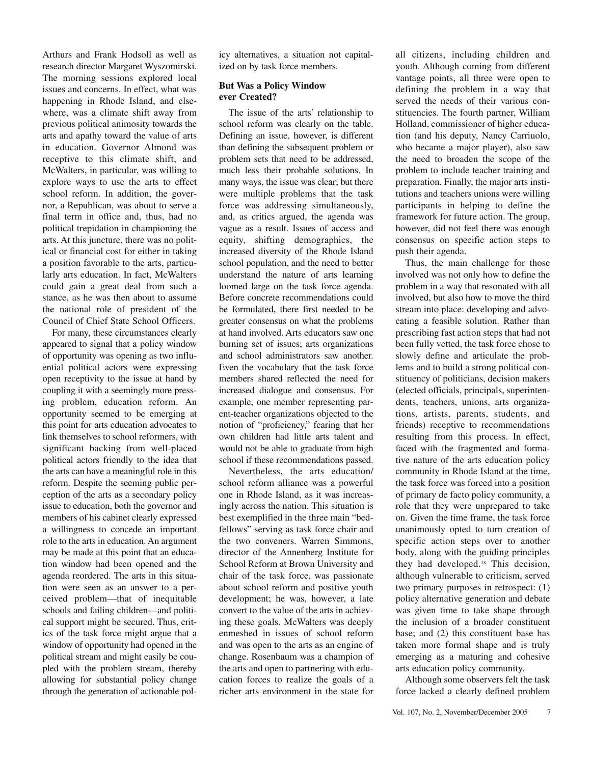Arthurs and Frank Hodsoll as well as research director Margaret Wyszomirski. The morning sessions explored local issues and concerns. In effect, what was happening in Rhode Island, and elsewhere, was a climate shift away from previous political animosity towards the arts and apathy toward the value of arts in education. Governor Almond was receptive to this climate shift, and McWalters, in particular, was willing to explore ways to use the arts to effect school reform. In addition, the governor, a Republican, was about to serve a final term in office and, thus, had no political trepidation in championing the arts. At this juncture, there was no political or financial cost for either in taking a position favorable to the arts, particularly arts education. In fact, McWalters could gain a great deal from such a stance, as he was then about to assume the national role of president of the Council of Chief State School Officers.

For many, these circumstances clearly appeared to signal that a policy window of opportunity was opening as two influential political actors were expressing open receptivity to the issue at hand by coupling it with a seemingly more pressing problem, education reform. An opportunity seemed to be emerging at this point for arts education advocates to link themselves to school reformers, with significant backing from well-placed political actors friendly to the idea that the arts can have a meaningful role in this reform. Despite the seeming public perception of the arts as a secondary policy issue to education, both the governor and members of his cabinet clearly expressed a willingness to concede an important role to the arts in education. An argument may be made at this point that an education window had been opened and the agenda reordered. The arts in this situation were seen as an answer to a perceived problem—that of inequitable schools and failing children—and political support might be secured. Thus, critics of the task force might argue that a window of opportunity had opened in the political stream and might easily be coupled with the problem stream, thereby allowing for substantial policy change through the generation of actionable policy alternatives, a situation not capitalized on by task force members.

### But Was a Policy Window ever Created?

The issue of the arts' relationship to school reform was clearly on the table. Defining an issue, however, is different than defining the subsequent problem or problem sets that need to be addressed, much less their probable solutions. In many ways, the issue was clear; but there were multiple problems that the task force was addressing simultaneously, and, as critics argued, the agenda was vague as a result. Issues of access and equity, shifting demographics, the increased diversity of the Rhode Island school population, and the need to better understand the nature of arts learning loomed large on the task force agenda. Before concrete recommendations could be formulated, there first needed to be greater consensus on what the problems at hand involved. Arts educators saw one burning set of issues; arts organizations and school administrators saw another. Even the vocabulary that the task force members shared reflected the need for increased dialogue and consensus. For example, one member representing parent-teacher organizations objected to the notion of "proficiency," fearing that her own children had little arts talent and would not be able to graduate from high school if these recommendations passed.

Nevertheless, the arts education/school reform alliance was a powerful one in Rhode Island, as it was increasingly across the nation. This situation is best exemplified in the three main "bedfellows" serving as task force chair and the two conveners. Warren Simmons, director of the Annenberg Institute for School Reform at Brown University and chair of the task force, was passionate about school reform and positive youth development; he was, however, a late convert to the value of the arts in achieving these goals. McWalters was deeply enmeshed in issues of school reform and was open to the arts as an engine of change. Rosenbaum was a champion of the arts and open to partnering with education forces to realize the goals of a richer arts environment in the state for all citizens, including children and youth. Although coming from different vantage points, all three were open to defining the problem in a way that served the needs of their various constituencies. The fourth partner, William Holland, commissioner of higher education (and his deputy, Nancy Carriuolo, who became a major player), also saw the need to broaden the scope of the problem to include teacher training and preparation. Finally, the major arts institutions and teachers unions were willing participants in helping to define the framework for future action. The group, however, did not feel there was enough consensus on specific action steps to push their agenda.

Thus, the main challenge for those involved was not only how to define the problem in a way that resonated with all involved, but also how to move the third stream into place: developing and advocating a feasible solution. Rather than prescribing fast action steps that had not been fully vetted, the task force chose to slowly define and articulate the problems and to build a strong political constituency of politicians, decision makers (elected officials, principals, superintendents, teachers, unions, arts organizations, artists, parents, students, and friends) receptive to recommendations resulting from this process. In effect, faced with the fragmented and formative nature of the arts education policy community in Rhode Island at the time, the task force was forced into a position of primary de facto policy community, a role that they were unprepared to take on. Given the time frame, the task force unanimously opted to turn creation of specific action steps over to another body, along with the guiding principles they had developed.[18] This decision, although vulnerable to criticism, served two primary purposes in retrospect: (1) policy alternative generation and debate was given time to take shape through the inclusion of a broader constituent base; and (2) this constituent base has taken more formal shape and is truly emerging as a maturing and cohesive arts education policy community.

Although some observers felt the task force lacked a clearly defined problem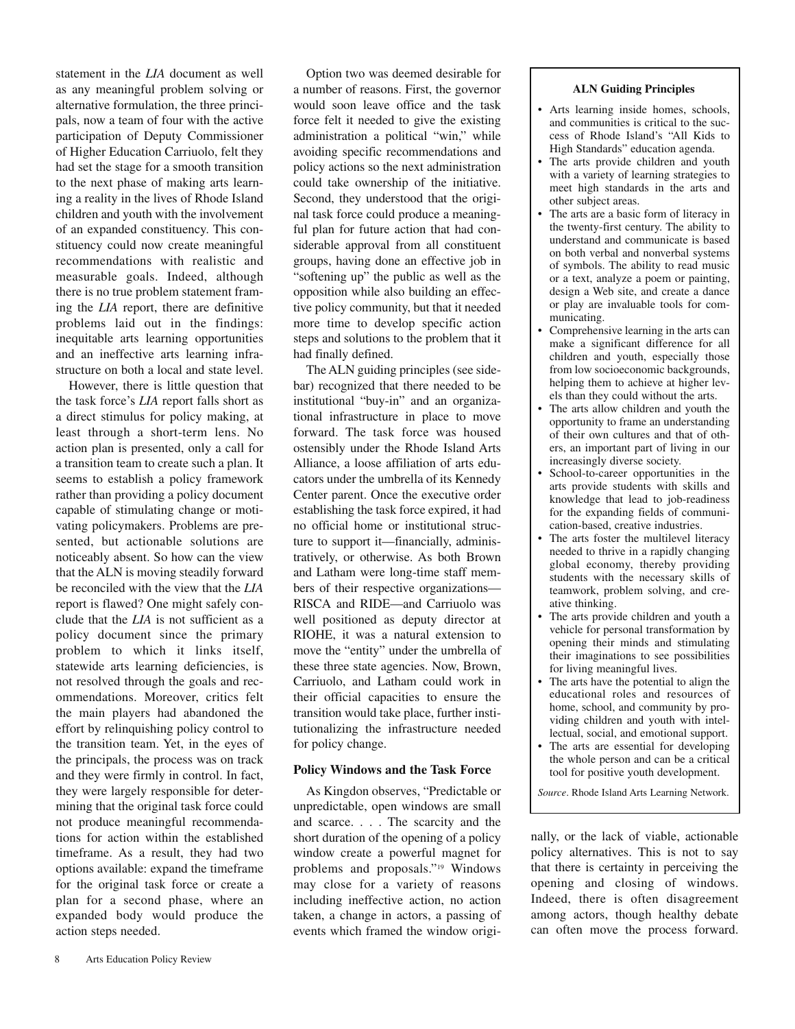statement in the *LIA* document as well as any meaningful problem solving or alternative formulation, the three principals, now a team of four with the active participation of Deputy Commissioner of Higher Education Carriuolo, felt they had set the stage for a smooth transition to the next phase of making arts learning a reality in the lives of Rhode Island children and youth with the involvement of an expanded constituency. This constituency could now create meaningful recommendations with realistic and measurable goals. Indeed, although there is no true problem statement framing the *LIA* report, there are definitive problems laid out in the findings: inequitable arts learning opportunities and an ineffective arts learning infrastructure on both a local and state level.

However, there is little question that the task force's *LIA* report falls short as a direct stimulus for policy making, at least through a short-term lens. No action plan is presented, only a call for a transition team to create such a plan. It seems to establish a policy framework rather than providing a policy document capable of stimulating change or motivating policymakers. Problems are presented, but actionable solutions are noticeably absent. So how can the view that the ALN is moving steadily forward be reconciled with the view that the *LIA* report is flawed? One might safely conclude that the *LIA* is not sufficient as a policy document since the primary problem to which it links itself, statewide arts learning deficiencies, is not resolved through the goals and recommendations. Moreover, critics felt the main players had abandoned the effort by relinquishing policy control to the transition team. Yet, in the eyes of the principals, the process was on track and they were firmly in control. In fact, they were largely responsible for determining that the original task force could not produce meaningful recommendations for action within the established timeframe. As a result, they had two options available: expand the timeframe for the original task force or create a plan for a second phase, where an expanded body would produce the action steps needed.

Option two was deemed desirable for a number of reasons. First, the governor would soon leave office and the task force felt it needed to give the existing administration a political "win," while avoiding specific recommendations and policy actions so the next administration could take ownership of the initiative. Second, they understood that the original task force could produce a meaningful plan for future action that had considerable approval from all constituent groups, having done an effective job in "softening up" the public as well as the opposition while also building an effective policy community, but that it needed more time to develop specific action steps and solutions to the problem that it had finally defined.

The ALN guiding principles (see sidebar) recognized that there needed to be institutional "buy-in" and an organizational infrastructure in place to move forward. The task force was housed ostensibly under the Rhode Island Arts Alliance, a loose affiliation of arts educators under the umbrella of its Kennedy Center parent. Once the executive order establishing the task force expired, it had no official home or institutional structure to support it—financially, administratively, or otherwise. As both Brown and Latham were long-time staff members of their respective organizations—RISCA and RIDE—and Carriuolo was well positioned as deputy director at RIOHE, it was a natural extension to move the "entity" under the umbrella of these three state agencies. Now, Brown, Carriuolo, and Latham could work in their official capacities to ensure the transition would take place, further institutionalizing the infrastructure needed for policy change.

### Policy Windows and the Task Force

As Kingdon observes, "Predictable or unpredictable, open windows are small and scarce. . . . The scarcity and the short duration of the opening of a policy window create a powerful magnet for problems and proposals."[19] Windows may close for a variety of reasons including ineffective action, no action taken, a change in actors, a passing of events which framed the window originally, or the lack of viable, actionable policy alternatives. This is not to say that there is certainty in perceiving the opening and closing of windows. Indeed, there is often disagreement among actors, though healthy debate can often move the process forward.

---

**ALN Guiding Principles**

- Arts learning inside homes, schools, and communities is critical to the success of Rhode Island's "All Kids to High Standards" education agenda.
- The arts provide children and youth with a variety of learning strategies to meet high standards in the arts and other subject areas.
- The arts are a basic form of literacy in the twenty-first century. The ability to understand and communicate is based on both verbal and nonverbal systems of symbols. The ability to read music or a text, analyze a poem or painting, design a Web site, and create a dance or play are invaluable tools for communicating.
- Comprehensive learning in the arts can make a significant difference for all children and youth, especially those from low socioeconomic backgrounds, helping them to achieve at higher levels than they could without the arts.
- The arts allow children and youth the opportunity to frame an understanding of their own cultures and that of others, an important part of living in our increasingly diverse society.
- School-to-career opportunities in the arts provide students with skills and knowledge that lead to job-readiness for the expanding fields of communication-based, creative industries.
- The arts foster the multilevel literacy needed to thrive in a rapidly changing global economy, thereby providing students with the necessary skills of teamwork, problem solving, and creative thinking.
- The arts provide children and youth a vehicle for personal transformation by opening their minds and stimulating their imaginations to see possibilities for living meaningful lives.
- The arts have the potential to align the educational roles and resources of home, school, and community by providing children and youth with intellectual, social, and emotional support.
- The arts are essential for developing the whole person and can be a critical tool for positive youth development.

*Source*. Rhode Island Arts Learning Network.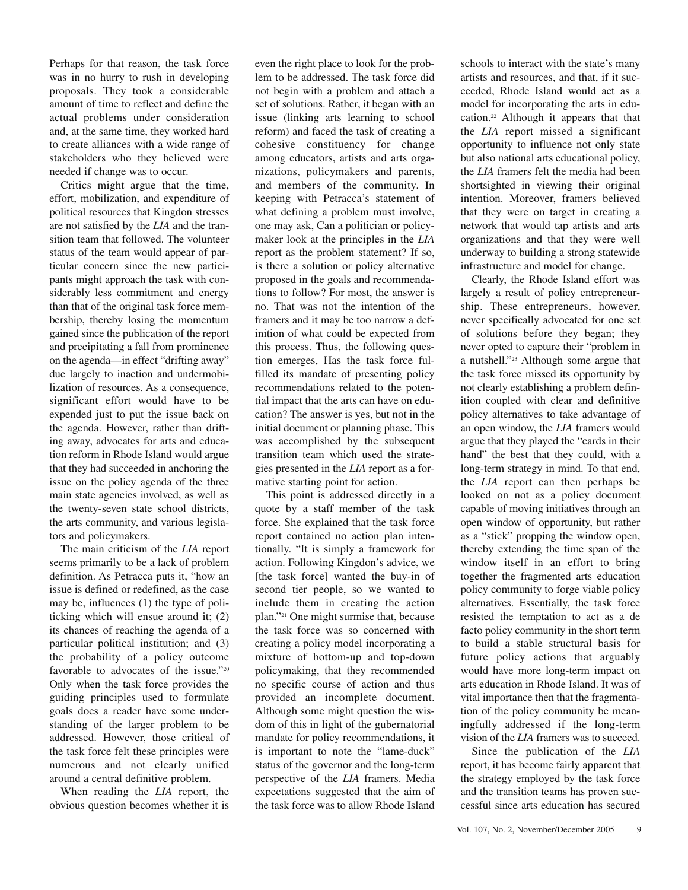Perhaps for that reason, the task force was in no hurry to rush in developing proposals. They took a considerable amount of time to reflect and define the actual problems under consideration and, at the same time, they worked hard to create alliances with a wide range of stakeholders who they believed were needed if change was to occur.

Critics might argue that the time, effort, mobilization, and expenditure of political resources that Kingdon stresses are not satisfied by the *LIA* and the transition team that followed. The volunteer status of the team would appear of particular concern since the new participants might approach the task with considerably less commitment and energy than that of the original task force membership, thereby losing the momentum gained since the publication of the report and precipitating a fall from prominence on the agenda—in effect "drifting away" due largely to inaction and undermobilization of resources. As a consequence, significant effort would have to be expended just to put the issue back on the agenda. However, rather than drifting away, advocates for arts and education reform in Rhode Island would argue that they had succeeded in anchoring the issue on the policy agenda of the three main state agencies involved, as well as the twenty-seven state school districts, the arts community, and various legislators and policymakers.

The main criticism of the *LIA* report seems primarily to be a lack of problem definition. As Petracca puts it, "how an issue is defined or redefined, as the case may be, influences (1) the type of politicking which will ensue around it; (2) its chances of reaching the agenda of a particular political institution; and (3) the probability of a policy outcome favorable to advocates of the issue."[20] Only when the task force provides the guiding principles used to formulate goals does a reader have some understanding of the larger problem to be addressed. However, those critical of the task force felt these principles were numerous and not clearly unified around a central definitive problem.

When reading the *LIA* report, the obvious question becomes whether it is even the right place to look for the problem to be addressed. The task force did not begin with a problem and attach a set of solutions. Rather, it began with an issue (linking arts learning to school reform) and faced the task of creating a cohesive constituency for change among educators, artists and arts organizations, policymakers and parents, and members of the community. In keeping with Petracca's statement of what defining a problem must involve, one may ask, Can a politician or policymaker look at the principles in the *LIA* report as the problem statement? If so, is there a solution or policy alternative proposed in the goals and recommendations to follow? For most, the answer is no. That was not the intention of the framers and it may be too narrow a definition of what could be expected from this process. Thus, the following question emerges, Has the task force fulfilled its mandate of presenting policy recommendations related to the potential impact that the arts can have on education? The answer is yes, but not in the initial document or planning phase. This was accomplished by the subsequent transition team which used the strategies presented in the *LIA* report as a formative starting point for action.

This point is addressed directly in a quote by a staff member of the task force. She explained that the task force report contained no action plan intentionally. "It is simply a framework for action. Following Kingdon's advice, we [the task force] wanted the buy-in of second tier people, so we wanted to include them in creating the action plan."[21] One might surmise that, because the task force was so concerned with creating a policy model incorporating a mixture of bottom-up and top-down policymaking, that they recommended no specific course of action and thus provided an incomplete document. Although some might question the wisdom of this in light of the gubernatorial mandate for policy recommendations, it is important to note the "lame-duck" status of the governor and the long-term perspective of the *LIA* framers. Media expectations suggested that the aim of the task force was to allow Rhode Island schools to interact with the state's many artists and resources, and that, if it succeeded, Rhode Island would act as a model for incorporating the arts in education.[22] Although it appears that that the *LIA* report missed a significant opportunity to influence not only state but also national arts educational policy, the *LIA* framers felt the media had been shortsighted in viewing their original intention. Moreover, framers believed that they were on target in creating a network that would tap artists and arts organizations and that they were well underway to building a strong statewide infrastructure and model for change.

Clearly, the Rhode Island effort was largely a result of policy entrepreneurship. These entrepreneurs, however, never specifically advocated for one set of solutions before they began; they never opted to capture their "problem in a nutshell."[23] Although some argue that the task force missed its opportunity by not clearly establishing a problem definition coupled with clear and definitive policy alternatives to take advantage of an open window, the *LIA* framers would argue that they played the "cards in their hand" the best that they could, with a long-term strategy in mind. To that end, the *LIA* report can then perhaps be looked on not as a policy document capable of moving initiatives through an open window of opportunity, but rather as a "stick" propping the window open, thereby extending the time span of the window itself in an effort to bring together the fragmented arts education policy community to forge viable policy alternatives. Essentially, the task force resisted the temptation to act as a de facto policy community in the short term to build a stable structural basis for future policy actions that arguably would have more long-term impact on arts education in Rhode Island. It was of vital importance then that the fragmentation of the policy community be meaningfully addressed if the long-term vision of the *LIA* framers was to succeed.

Since the publication of the *LIA* report, it has become fairly apparent that the strategy employed by the task force and the transition teams has proven successful since arts education has secured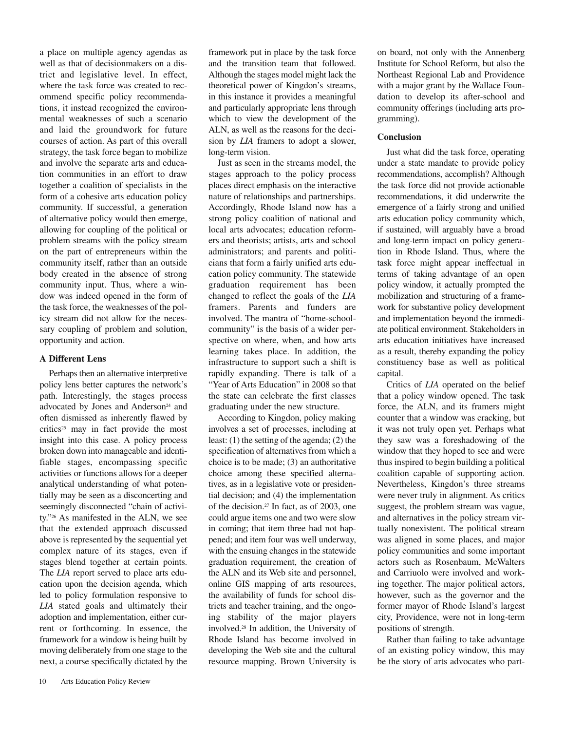a place on multiple agency agendas as well as that of decisionmakers on a district and legislative level. In effect, where the task force was created to recommend specific policy recommendations, it instead recognized the environmental weaknesses of such a scenario and laid the groundwork for future courses of action. As part of this overall strategy, the task force began to mobilize and involve the separate arts and education communities in an effort to draw together a coalition of specialists in the form of a cohesive arts education policy community. If successful, a generation of alternative policy would then emerge, allowing for coupling of the political or problem streams with the policy stream on the part of entrepreneurs within the community itself, rather than an outside body created in the absence of strong community input. Thus, where a window was indeed opened in the form of the task force, the weaknesses of the policy stream did not allow for the necessary coupling of problem and solution, opportunity and action.

### A Different Lens

Perhaps then an alternative interpretive policy lens better captures the network's path. Interestingly, the stages process advocated by Jones and Anderson[24] and often dismissed as inherently flawed by critics[25] may in fact provide the most insight into this case. A policy process broken down into manageable and identifiable stages, encompassing specific activities or functions allows for a deeper analytical understanding of what potentially may be seen as a disconcerting and seemingly disconnected "chain of activity."[26] As manifested in the ALN, we see that the extended approach discussed above is represented by the sequential yet complex nature of its stages, even if stages blend together at certain points. The *LIA* report served to place arts education upon the decision agenda, which led to policy formulation responsive to *LIA* stated goals and ultimately their adoption and implementation, either current or forthcoming. In essence, the framework for a window is being built by moving deliberately from one stage to the next, a course specifically dictated by the framework put in place by the task force and the transition team that followed. Although the stages model might lack the theoretical power of Kingdon's streams, in this instance it provides a meaningful and particularly appropriate lens through which to view the development of the ALN, as well as the reasons for the decision by *LIA* framers to adopt a slower, long-term vision.

Just as seen in the streams model, the stages approach to the policy process places direct emphasis on the interactive nature of relationships and partnerships. Accordingly, Rhode Island now has a strong policy coalition of national and local arts advocates; education reformers and theorists; artists, arts and school administrators; and parents and politicians that form a fairly unified arts education policy community. The statewide graduation requirement has been changed to reflect the goals of the *LIA* framers. Parents and funders are involved. The mantra of "home-school-community" is the basis of a wider perspective on where, when, and how arts learning takes place. In addition, the infrastructure to support such a shift is rapidly expanding. There is talk of a "Year of Arts Education" in 2008 so that the state can celebrate the first classes graduating under the new structure.

According to Kingdon, policy making involves a set of processes, including at least: (1) the setting of the agenda; (2) the specification of alternatives from which a choice is to be made; (3) an authoritative choice among these specified alternatives, as in a legislative vote or presidential decision; and (4) the implementation of the decision.[27] In fact, as of 2003, one could argue items one and two were slow in coming; that item three had not happened; and item four was well underway, with the ensuing changes in the statewide graduation requirement, the creation of the ALN and its Web site and personnel, online GIS mapping of arts resources, the availability of funds for school districts and teacher training, and the ongoing stability of the major players involved.[28] In addition, the University of Rhode Island has become involved in developing the Web site and the cultural resource mapping. Brown University is on board, not only with the Annenberg Institute for School Reform, but also the Northeast Regional Lab and Providence with a major grant by the Wallace Foundation to develop its after-school and community offerings (including arts programming).

### Conclusion

Just what did the task force, operating under a state mandate to provide policy recommendations, accomplish? Although the task force did not provide actionable recommendations, it did underwrite the emergence of a fairly strong and unified arts education policy community which, if sustained, will arguably have a broad and long-term impact on policy generation in Rhode Island. Thus, where the task force might appear ineffectual in terms of taking advantage of an open policy window, it actually prompted the mobilization and structuring of a framework for substantive policy development and implementation beyond the immediate political environment. Stakeholders in arts education initiatives have increased as a result, thereby expanding the policy constituency base as well as political capital.

Critics of *LIA* operated on the belief that a policy window opened. The task force, the ALN, and its framers might counter that a window was cracking, but it was not truly open yet. Perhaps what they saw was a foreshadowing of the window that they hoped to see and were thus inspired to begin building a political coalition capable of supporting action. Nevertheless, Kingdon's three streams were never truly in alignment. As critics suggest, the problem stream was vague, and alternatives in the policy stream virtually nonexistent. The political stream was aligned in some places, and major policy communities and some important actors such as Rosenbaum, McWalters and Carriuolo were involved and working together. The major political actors, however, such as the governor and the former mayor of Rhode Island's largest city, Providence, were not in long-term positions of strength.

Rather than failing to take advantage of an existing policy window, this may be the story of arts advocates who part-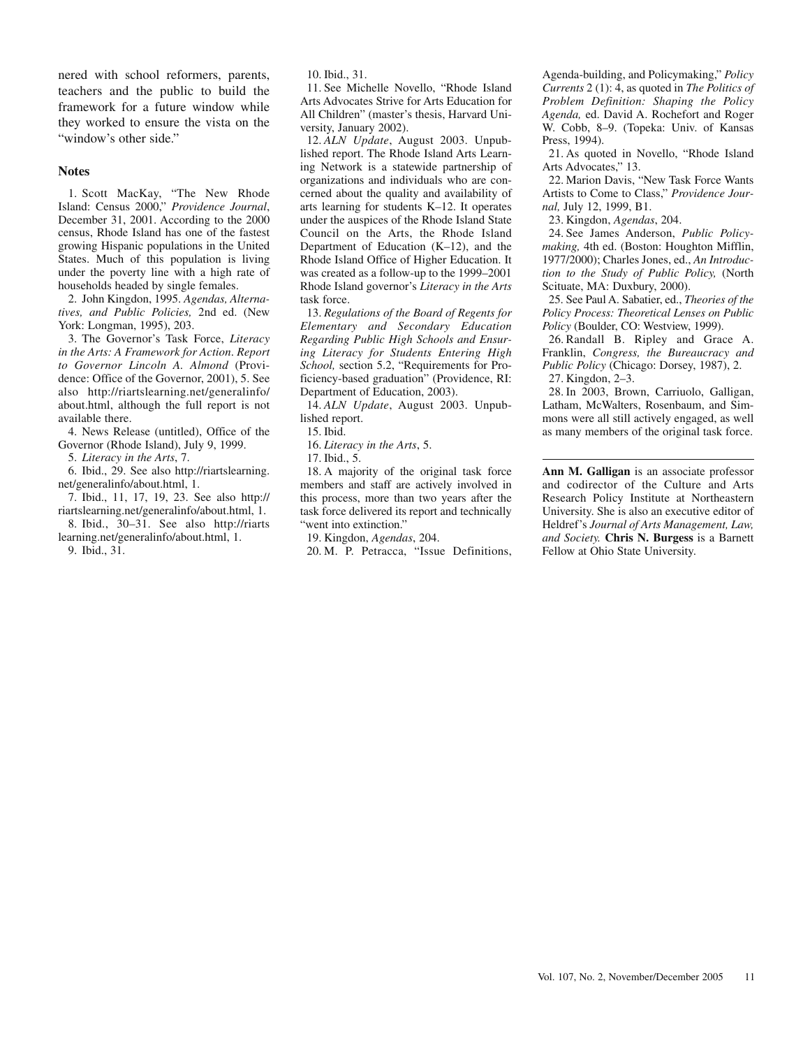nered with school reformers, parents, teachers and the public to build the framework for a future window while they worked to ensure the vista on the "window's other side."

## Notes

1. Scott MacKay, "The New Rhode Island: Census 2000," *Providence Journal*, December 31, 2001. According to the 2000 census, Rhode Island has one of the fastest growing Hispanic populations in the United States. Much of this population is living under the poverty line with a high rate of households headed by single females.

2. John Kingdon, 1995. *Agendas, Alternatives, and Public Policies,* 2nd ed. (New York: Longman, 1995), 203.

3. The Governor's Task Force, *Literacy in the Arts: A Framework for Action. Report to Governor Lincoln A. Almond* (Providence: Office of the Governor, 2001), 5. See also http://riartslearning.net/generalinfo/about.html, although the full report is not available there.

4. News Release (untitled), Office of the Governor (Rhode Island), July 9, 1999.

5. *Literacy in the Arts*, 7.

6. Ibid., 29. See also http://riartslearning.net/generalinfo/about.html, 1.

7. Ibid., 11, 17, 19, 23. See also http://riartslearning.net/generalinfo/about.html, 1.

8. Ibid., 30–31. See also http://riartslearning.net/generalinfo/about.html, 1.

9. Ibid., 31.

10. Ibid., 31.

11. See Michelle Novello, "Rhode Island Arts Advocates Strive for Arts Education for All Children" (master's thesis, Harvard University, January 2002).

12. *ALN Update*, August 2003. Unpublished report. The Rhode Island Arts Learning Network is a statewide partnership of organizations and individuals who are concerned about the quality and availability of arts learning for students K–12. It operates under the auspices of the Rhode Island State Council on the Arts, the Rhode Island Department of Education (K–12), and the Rhode Island Office of Higher Education. It was created as a follow-up to the 1999–2001 Rhode Island governor's *Literacy in the Arts* task force.

13. *Regulations of the Board of Regents for Elementary and Secondary Education Regarding Public High Schools and Ensuring Literacy for Students Entering High School,* section 5.2, "Requirements for Proficiency-based graduation" (Providence, RI: Department of Education, 2003).

14. *ALN Update*, August 2003. Unpublished report.

15. Ibid.

16. *Literacy in the Arts*, 5.

17. Ibid., 5.

18. A majority of the original task force members and staff are actively involved in this process, more than two years after the task force delivered its report and technically "went into extinction."

19. Kingdon, *Agendas*, 204.

20. M. P. Petracca, "Issue Definitions, Agenda-building, and Policymaking," *Policy Currents* 2 (1): 4, as quoted in *The Politics of Problem Definition: Shaping the Policy Agenda,* ed. David A. Rochefort and Roger W. Cobb, 8–9. (Topeka: Univ. of Kansas Press, 1994).

21. As quoted in Novello, "Rhode Island Arts Advocates," 13.

22. Marion Davis, "New Task Force Wants Artists to Come to Class," *Providence Journal,* July 12, 1999, B1.

23. Kingdon, *Agendas*, 204.

24. See James Anderson, *Public Policymaking,* 4th ed. (Boston: Houghton Mifflin, 1977/2000); Charles Jones, ed., *An Introduction to the Study of Public Policy,* (North Scituate, MA: Duxbury, 2000).

25. See Paul A. Sabatier, ed., *Theories of the Policy Process: Theoretical Lenses on Public Policy* (Boulder, CO: Westview, 1999).

26. Randall B. Ripley and Grace A. Franklin, *Congress, the Bureaucracy and Public Policy* (Chicago: Dorsey, 1987), 2.

27. Kingdon, 2–3.

28. In 2003, Brown, Carriuolo, Galligan, Latham, McWalters, Rosenbaum, and Simmons were all still actively engaged, as well as many members of the original task force.

---

**Ann M. Galligan** is an associate professor and codirector of the Culture and Arts Research Policy Institute at Northeastern University. She is also an executive editor of Heldref's *Journal of Arts Management, Law, and Society.* **Chris N. Burgess** is a Barnett Fellow at Ohio State University.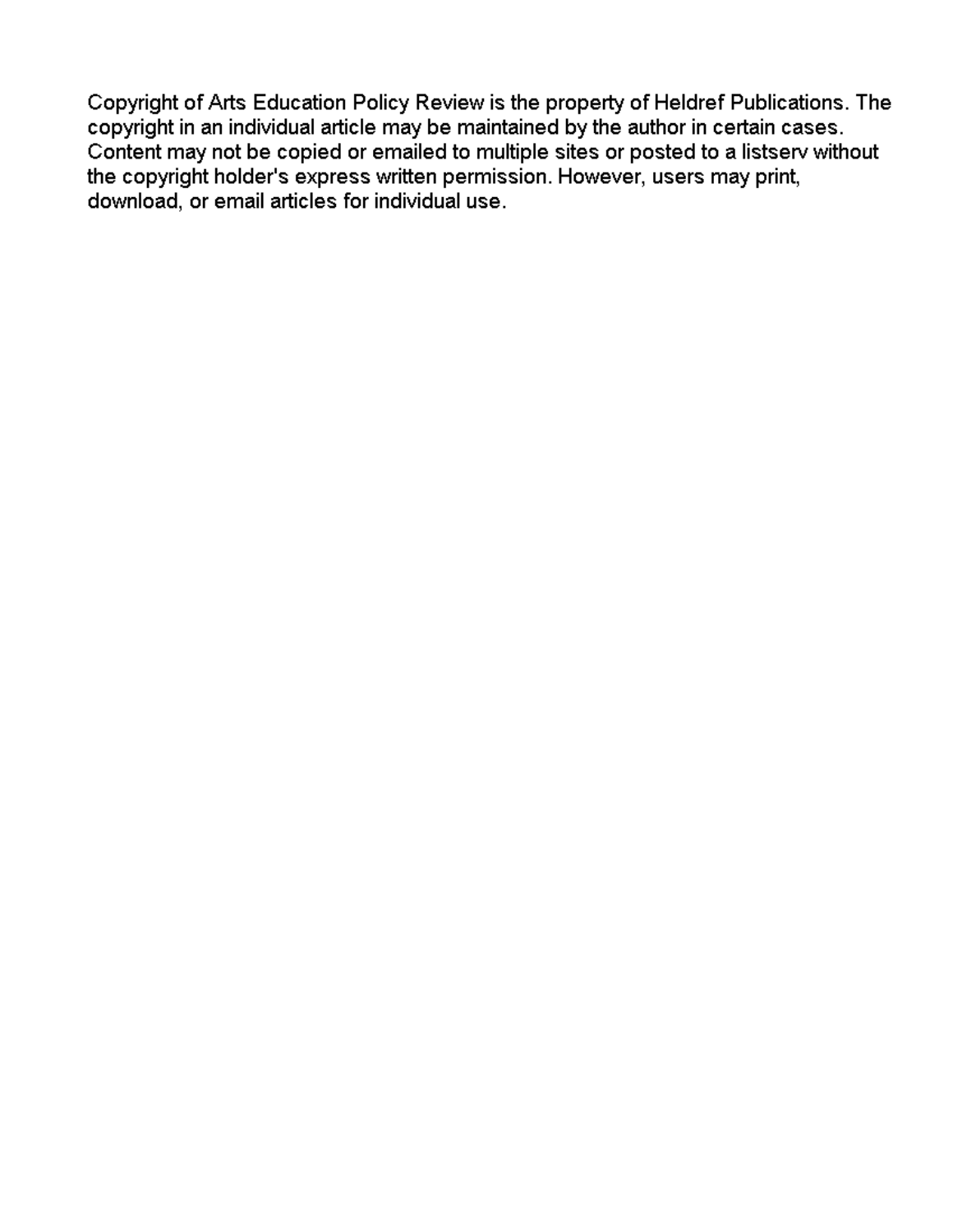Copyright of Arts Education Policy Review is the property of Heldref Publications. The copyright in an individual article may be maintained by the author in certain cases. Content may not be copied or emailed to multiple sites or posted to a listserv without the copyright holder's express written permission. However, users may print, download, or email articles for individual use.